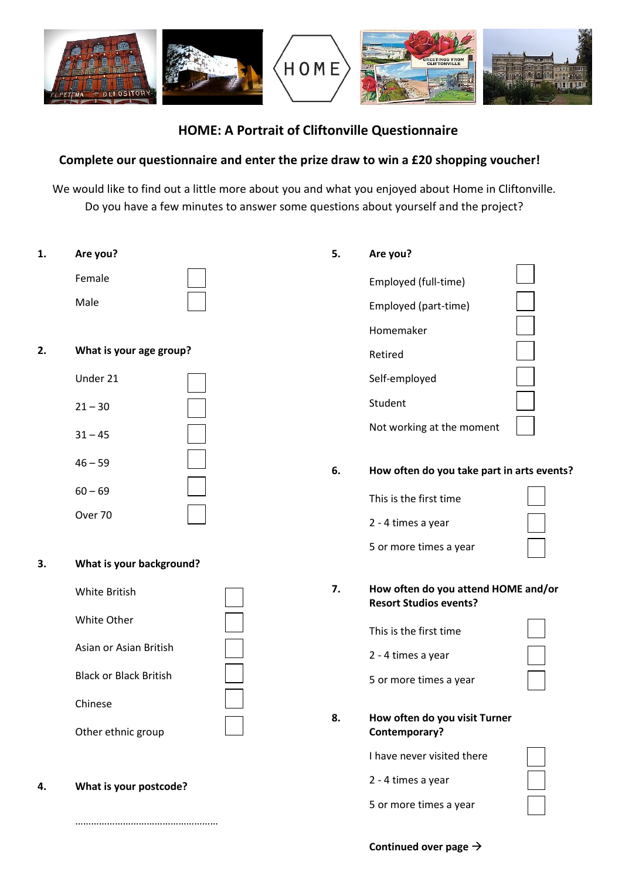## HOME: A Portrait of Cliftonville Questionnaire

**Complete our questionnaire and enter the prize draw to win a £20 shopping voucher!**

We would like to find out a little more about you and what you enjoyed about Home in Cliftonville. Do you have a few minutes to answer some questions about yourself and the project?

**1. Are you?**

- Female ☐
- Male ☐

**2. What is your age group?**

- Under 21 ☐
- 21 – 30 ☐
- 31 – 45 ☐
- 46 – 59 ☐
- 60 – 69 ☐
- Over 70 ☐

**3. What is your background?**

- White British ☐
- White Other ☐
- Asian or Asian British ☐
- Black or Black British ☐
- Chinese ☐
- Other ethnic group ☐

**4. What is your postcode?**

………………………………………………

**5. Are you?**

- Employed (full-time) ☐
- Employed (part-time) ☐
- Homemaker ☐
- Retired ☐
- Self-employed ☐
- Student ☐
- Not working at the moment ☐

**6. How often do you take part in arts events?**

- This is the first time ☐
- 2 - 4 times a year ☐
- 5 or more times a year ☐

**7. How often do you attend HOME and/or Resort Studios events?**

- This is the first time ☐
- 2 - 4 times a year ☐
- 5 or more times a year ☐

**8. How often do you visit Turner Contemporary?**

- I have never visited there ☐
- 2 - 4 times a year ☐
- 5 or more times a year ☐

**Continued over page →**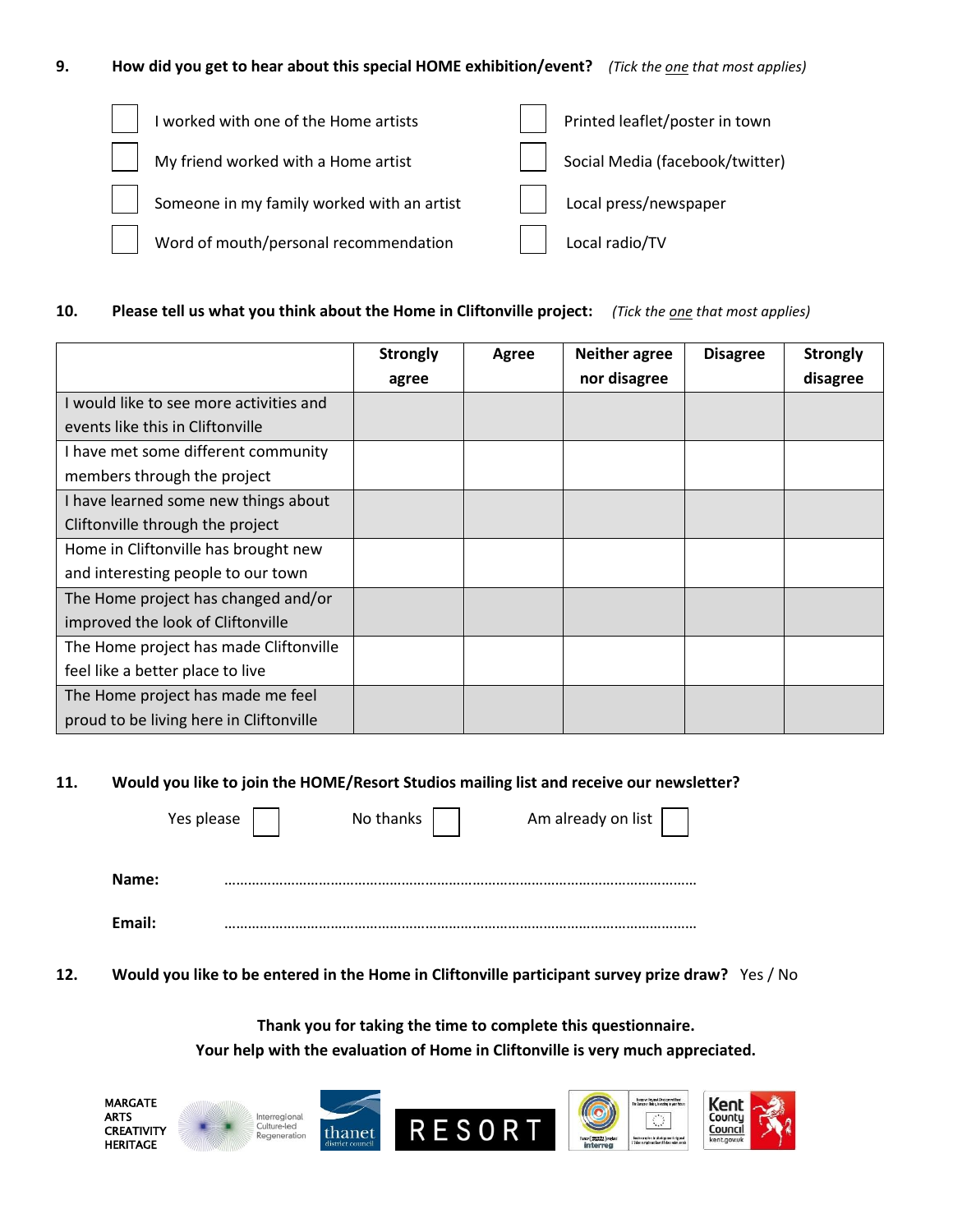**9. How did you get to hear about this special HOME exhibition/event?** *(Tick the one that most applies)*

- ☐ I worked with one of the Home artists
- ☐ My friend worked with a Home artist
- ☐ Someone in my family worked with an artist
- ☐ Word of mouth/personal recommendation
- ☐ Printed leaflet/poster in town
- ☐ Social Media (facebook/twitter)
- ☐ Local press/newspaper
- ☐ Local radio/TV

**10. Please tell us what you think about the Home in Cliftonville project:** *(Tick the one that most applies)*

| | Strongly agree | Agree | Neither agree nor disagree | Disagree | Strongly disagree |
|---|---|---|---|---|---|
| I would like to see more activities and events like this in Cliftonville | | | | | |
| I have met some different community members through the project | | | | | |
| I have learned some new things about Cliftonville through the project | | | | | |
| Home in Cliftonville has brought new and interesting people to our town | | | | | |
| The Home project has changed and/or improved the look of Cliftonville | | | | | |
| The Home project has made Cliftonville feel like a better place to live | | | | | |
| The Home project has made me feel proud to be living here in Cliftonville | | | | | |

**11. Would you like to join the HOME/Resort Studios mailing list and receive our newsletter?**

Yes please ☐ No thanks ☐ Am already on list ☐

**Name:** ……………………………………………………………………………………………………

**Email:** ……………………………………………………………………………………………………

**12. Would you like to be entered in the Home in Cliftonville participant survey prize draw?** Yes / No

**Thank you for taking the time to complete this questionnaire.**
**Your help with the evaluation of Home in Cliftonville is very much appreciated.**

MARGATE ARTS CREATIVITY HERITAGE · Interregional Culture-led Regeneration · thanet district council · RESORT · Interreg · Kent County Council kent.gov.uk